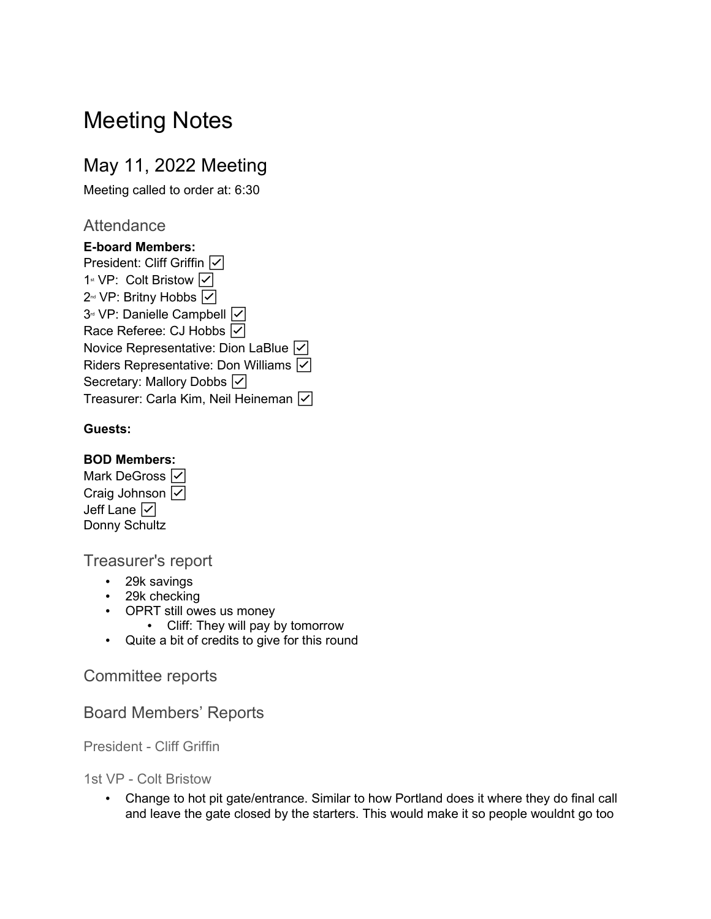# Meeting Notes

## May 11, 2022 Meeting

Meeting called to order at: 6:30

### Attendance

**E-board Members:**
President: Cliff Griffin ☑
1st VP: Colt Bristow ☑
2nd VP: Britny Hobbs ☑
3rd VP: Danielle Campbell ☑
Race Referee: CJ Hobbs ☑
Novice Representative: Dion LaBlue ☑
Riders Representative: Don Williams ☑
Secretary: Mallory Dobbs ☑
Treasurer: Carla Kim, Neil Heineman ☑

**Guests:**

**BOD Members:**
Mark DeGross ☑
Craig Johnson ☑
Jeff Lane ☑
Donny Schultz

### Treasurer's report

- 29k savings
- 29k checking
- OPRT still owes us money
    - Cliff: They will pay by tomorrow
- Quite a bit of credits to give for this round

### Committee reports

### Board Members' Reports

#### President - Cliff Griffin

#### 1st VP - Colt Bristow

- Change to hot pit gate/entrance. Similar to how Portland does it where they do final call and leave the gate closed by the starters. This would make it so people wouldnt go too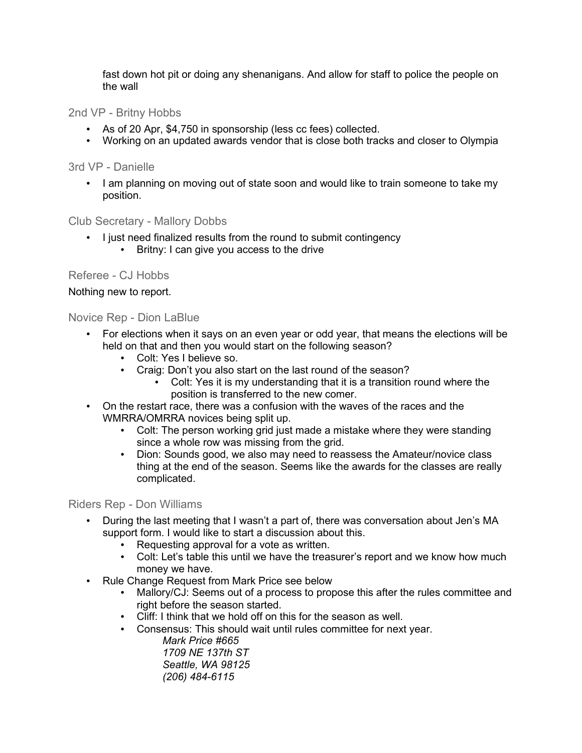fast down hot pit or doing any shenanigans. And allow for staff to police the people on the wall

### 2nd VP - Britny Hobbs

- As of 20 Apr, $4,750 in sponsorship (less cc fees) collected.
- Working on an updated awards vendor that is close both tracks and closer to Olympia

### 3rd VP - Danielle

- I am planning on moving out of state soon and would like to train someone to take my position.

### Club Secretary - Mallory Dobbs

- I just need finalized results from the round to submit contingency
  - Britny: I can give you access to the drive

### Referee - CJ Hobbs

Nothing new to report.

### Novice Rep - Dion LaBlue

- For elections when it says on an even year or odd year, that means the elections will be held on that and then you would start on the following season?
  - Colt: Yes I believe so.
  - Craig: Don't you also start on the last round of the season?
    - Colt: Yes it is my understanding that it is a transition round where the position is transferred to the new comer.
- On the restart race, there was a confusion with the waves of the races and the WMRRA/OMRRA novices being split up.
  - Colt: The person working grid just made a mistake where they were standing since a whole row was missing from the grid.
  - Dion: Sounds good, we also may need to reassess the Amateur/novice class thing at the end of the season. Seems like the awards for the classes are really complicated.

### Riders Rep - Don Williams

- During the last meeting that I wasn't a part of, there was conversation about Jen's MA support form. I would like to start a discussion about this.
  - Requesting approval for a vote as written.
  - Colt: Let's table this until we have the treasurer's report and we know how much money we have.
- Rule Change Request from Mark Price see below
  - Mallory/CJ: Seems out of a process to propose this after the rules committee and right before the season started.
  - Cliff: I think that we hold off on this for the season as well.
  - Consensus: This should wait until rules committee for next year.

    *Mark Price #665*
    *1709 NE 137th ST*
    *Seattle, WA 98125*
    *(206) 484-6115*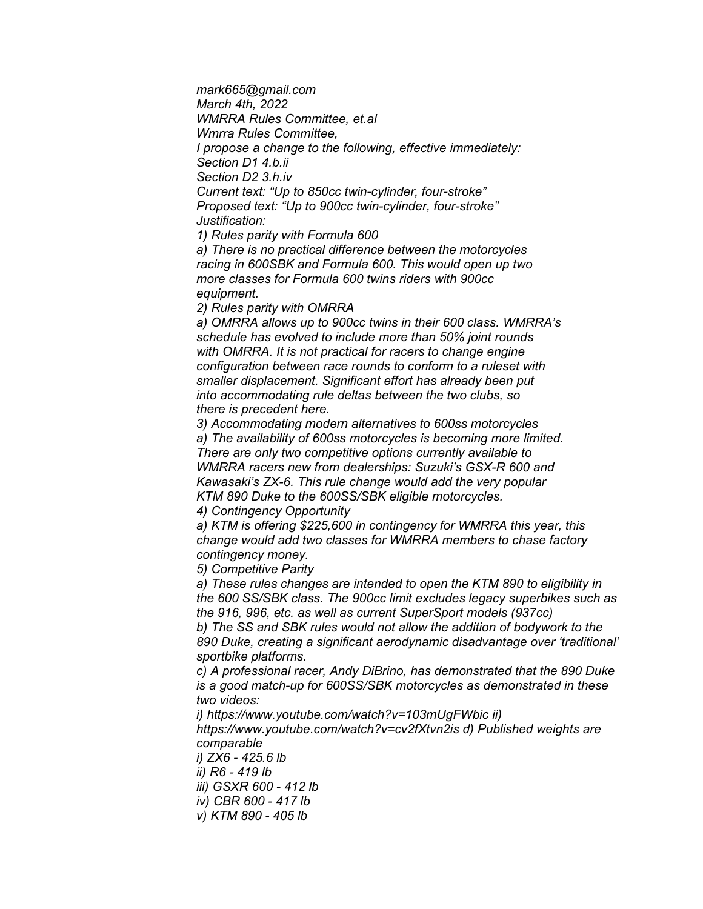*mark665@gmail.com*
*March 4th, 2022*
*WMRRA Rules Committee, et.al*
*Wmrra Rules Committee,*
*I propose a change to the following, effective immediately:*
*Section D1 4.b.ii*
*Section D2 3.h.iv*
*Current text: "Up to 850cc twin-cylinder, four-stroke"*
*Proposed text: "Up to 900cc twin-cylinder, four-stroke"*
*Justification:*
*1) Rules parity with Formula 600*
*a) There is no practical difference between the motorcycles racing in 600SBK and Formula 600. This would open up two more classes for Formula 600 twins riders with 900cc equipment.*
*2) Rules parity with OMRRA*
*a) OMRRA allows up to 900cc twins in their 600 class. WMRRA's schedule has evolved to include more than 50% joint rounds with OMRRA. It is not practical for racers to change engine configuration between race rounds to conform to a ruleset with smaller displacement. Significant effort has already been put into accommodating rule deltas between the two clubs, so there is precedent here.*
*3) Accommodating modern alternatives to 600ss motorcycles*
*a) The availability of 600ss motorcycles is becoming more limited. There are only two competitive options currently available to WMRRA racers new from dealerships: Suzuki's GSX-R 600 and Kawasaki's ZX-6. This rule change would add the very popular KTM 890 Duke to the 600SS/SBK eligible motorcycles.*
*4) Contingency Opportunity*
*a) KTM is offering $225,600 in contingency for WMRRA this year, this change would add two classes for WMRRA members to chase factory contingency money.*
*5) Competitive Parity*
*a) These rules changes are intended to open the KTM 890 to eligibility in the 600 SS/SBK class. The 900cc limit excludes legacy superbikes such as the 916, 996, etc. as well as current SuperSport models (937cc)*
*b) The SS and SBK rules would not allow the addition of bodywork to the 890 Duke, creating a significant aerodynamic disadvantage over 'traditional' sportbike platforms.*
*c) A professional racer, Andy DiBrino, has demonstrated that the 890 Duke is a good match-up for 600SS/SBK motorcycles as demonstrated in these two videos:*
*i) https://www.youtube.com/watch?v=103mUgFWbic ii) https://www.youtube.com/watch?v=cv2fXtvn2is d) Published weights are comparable*
*i) ZX6 - 425.6 lb*
*ii) R6 - 419 lb*
*iii) GSXR 600 - 412 lb*
*iv) CBR 600 - 417 lb*
*v) KTM 890 - 405 lb*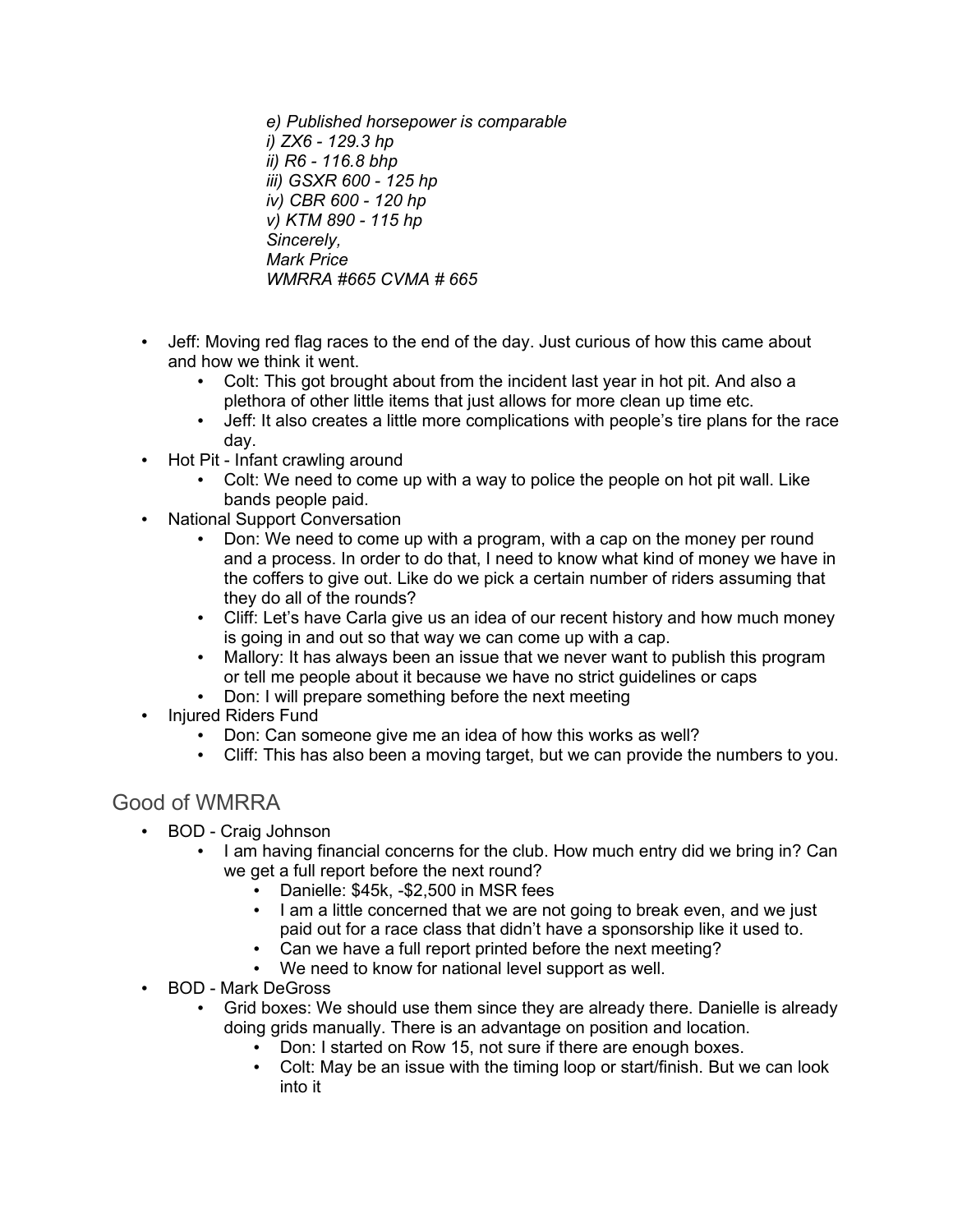*e) Published horsepower is comparable*
*i) ZX6 - 129.3 hp*
*ii) R6 - 116.8 bhp*
*iii) GSXR 600 - 125 hp*
*iv) CBR 600 - 120 hp*
*v) KTM 890 - 115 hp*
*Sincerely,*
*Mark Price*
*WMRRA #665 CVMA # 665*

- Jeff: Moving red flag races to the end of the day. Just curious of how this came about and how we think it went.
  - Colt: This got brought about from the incident last year in hot pit. And also a plethora of other little items that just allows for more clean up time etc.
  - Jeff: It also creates a little more complications with people's tire plans for the race day.
- Hot Pit - Infant crawling around
  - Colt: We need to come up with a way to police the people on hot pit wall. Like bands people paid.
- National Support Conversation
  - Don: We need to come up with a program, with a cap on the money per round and a process. In order to do that, I need to know what kind of money we have in the coffers to give out. Like do we pick a certain number of riders assuming that they do all of the rounds?
  - Cliff: Let's have Carla give us an idea of our recent history and how much money is going in and out so that way we can come up with a cap.
  - Mallory: It has always been an issue that we never want to publish this program or tell me people about it because we have no strict guidelines or caps
  - Don: I will prepare something before the next meeting
- Injured Riders Fund
  - Don: Can someone give me an idea of how this works as well?
  - Cliff: This has also been a moving target, but we can provide the numbers to you.

## Good of WMRRA

- BOD - Craig Johnson
  - I am having financial concerns for the club. How much entry did we bring in? Can we get a full report before the next round?
    - Danielle: $45k, -$2,500 in MSR fees
    - I am a little concerned that we are not going to break even, and we just paid out for a race class that didn't have a sponsorship like it used to.
    - Can we have a full report printed before the next meeting?
    - We need to know for national level support as well.
- BOD - Mark DeGross
  - Grid boxes: We should use them since they are already there. Danielle is already doing grids manually. There is an advantage on position and location.
    - Don: I started on Row 15, not sure if there are enough boxes.
    - Colt: May be an issue with the timing loop or start/finish. But we can look into it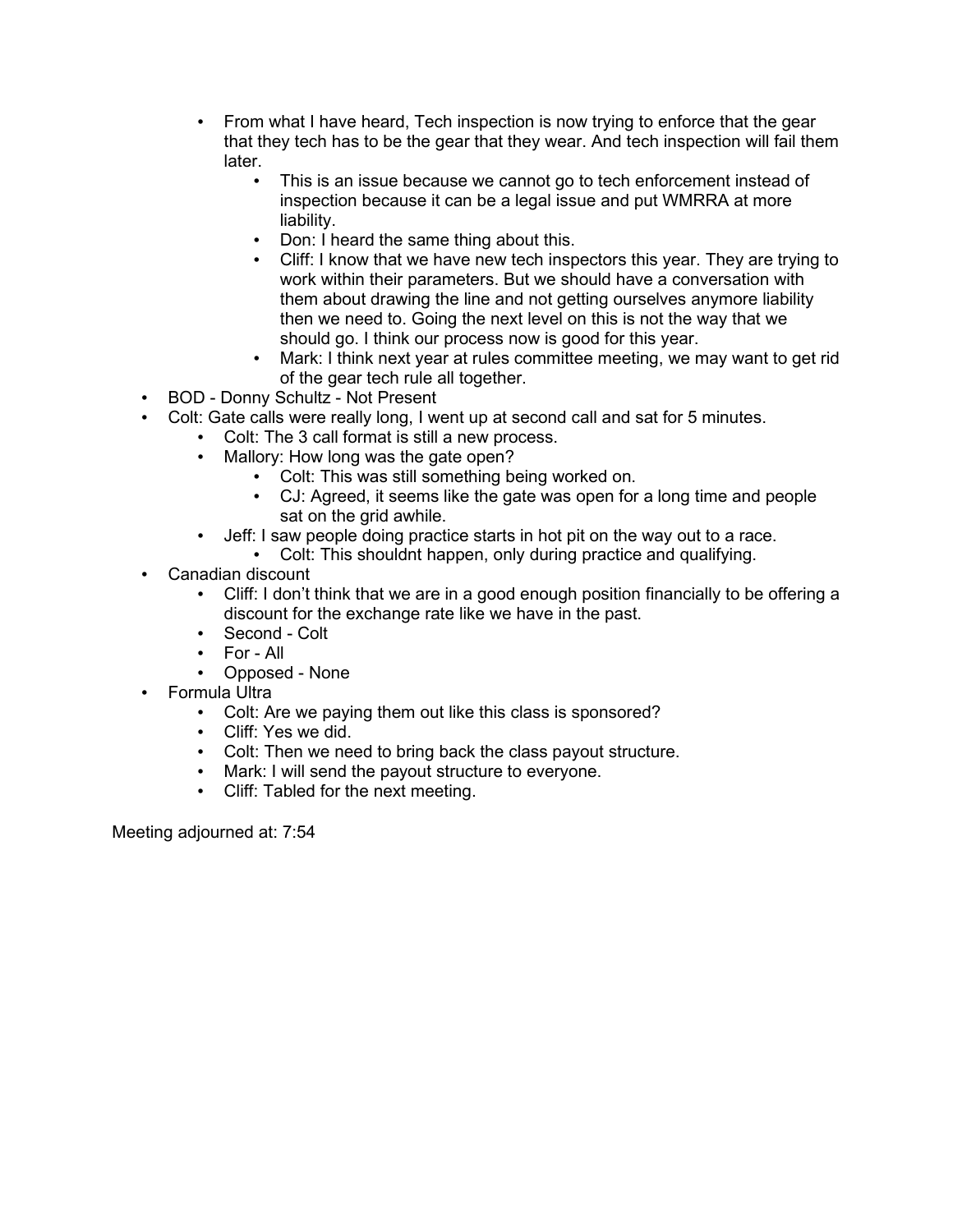- From what I have heard, Tech inspection is now trying to enforce that the gear that they tech has to be the gear that they wear. And tech inspection will fail them later.
        - This is an issue because we cannot go to tech enforcement instead of inspection because it can be a legal issue and put WMRRA at more liability.
        - Don: I heard the same thing about this.
        - Cliff: I know that we have new tech inspectors this year. They are trying to work within their parameters. But we should have a conversation with them about drawing the line and not getting ourselves anymore liability then we need to. Going the next level on this is not the way that we should go. I think our process now is good for this year.
        - Mark: I think next year at rules committee meeting, we may want to get rid of the gear tech rule all together.
- BOD - Donny Schultz - Not Present
- Colt: Gate calls were really long, I went up at second call and sat for 5 minutes.
    - Colt: The 3 call format is still a new process.
    - Mallory: How long was the gate open?
        - Colt: This was still something being worked on.
        - CJ: Agreed, it seems like the gate was open for a long time and people sat on the grid awhile.
    - Jeff: I saw people doing practice starts in hot pit on the way out to a race.
        - Colt: This shouldnt happen, only during practice and qualifying.
- Canadian discount
    - Cliff: I don't think that we are in a good enough position financially to be offering a discount for the exchange rate like we have in the past.
    - Second - Colt
    - For - All
    - Opposed - None
- Formula Ultra
    - Colt: Are we paying them out like this class is sponsored?
    - Cliff: Yes we did.
    - Colt: Then we need to bring back the class payout structure.
    - Mark: I will send the payout structure to everyone.
    - Cliff: Tabled for the next meeting.

Meeting adjourned at: 7:54